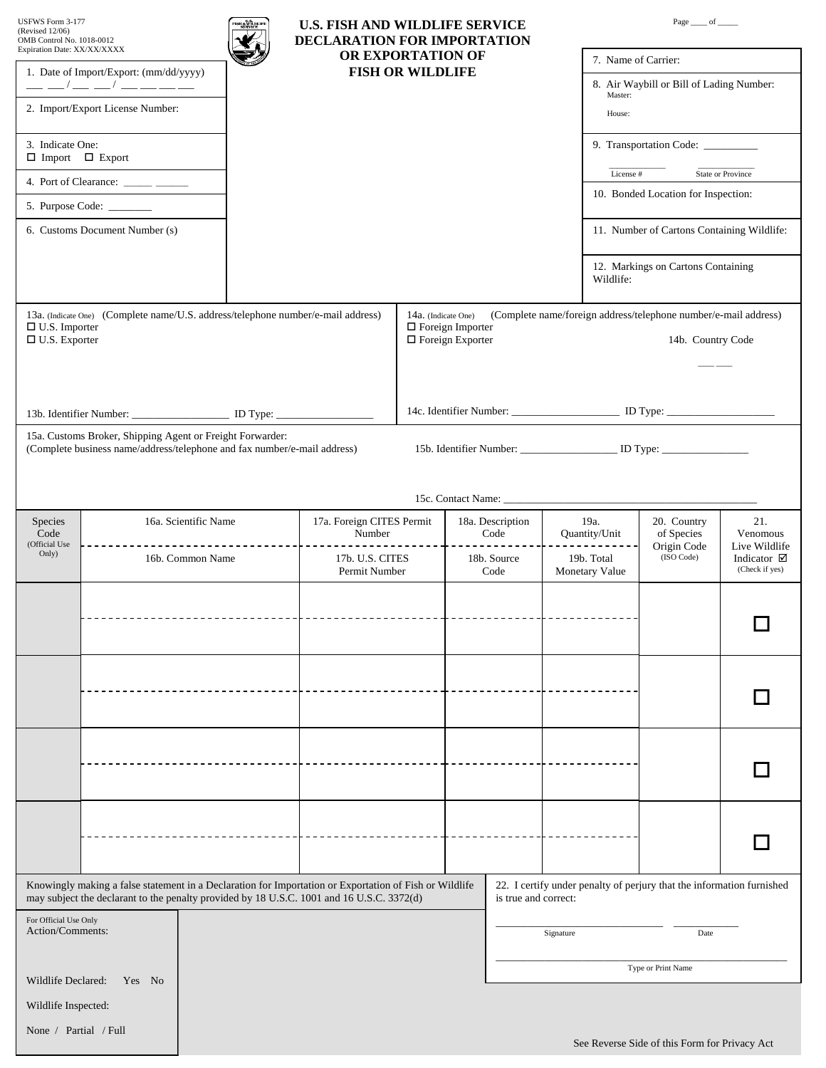USFWS Form 3-177
(Revised 12/06)
OMB Control No. 1018-0012
Expiration Date: XX/XX/XXXX

Page ____ of _____

# U.S. FISH AND WILDLIFE SERVICE DECLARATION FOR IMPORTATION OR EXPORTATION OF FISH OR WILDLIFE

1. Date of Import/Export: (mm/dd/yyyy) ___ ___ / ___ ___ / ___ ___ ___ ___

2. Import/Export License Number:

3. Indicate One:
☐ Import ☐ Export

4. Port of Clearance: _____ ______

5. Purpose Code: ________

6. Customs Document Number (s)

7. Name of Carrier:

8. Air Waybill or Bill of Lading Number:
Master:
House:

9. Transportation Code: __________
__________ License # __________ State or Province

10. Bonded Location for Inspection:

11. Number of Cartons Containing Wildlife:

12. Markings on Cartons Containing Wildlife:

13a. (Indicate One) (Complete name/U.S. address/telephone number/e-mail address)
☐ U.S. Importer
☐ U.S. Exporter

13b. Identifier Number: _________________ ID Type: _________________

14a. (Indicate One) (Complete name/foreign address/telephone number/e-mail address)
☐ Foreign Importer
☐ Foreign Exporter

14b. Country Code ___ ___

14c. Identifier Number: ___________________ ID Type: ___________________

15a. Customs Broker, Shipping Agent or Freight Forwarder:
(Complete business name/address/telephone and fax number/e-mail address)

15b. Identifier Number: _________________ ID Type: ________________

15c. Contact Name: ______________________________________________

| Species Code (Official Use Only) | 16a. Scientific Name / 16b. Common Name | 17a. Foreign CITES Permit Number / 17b. U.S. CITES Permit Number | 18a. Description Code / 18b. Source Code | 19a. Quantity/Unit / 19b. Total Monetary Value | 20. Country of Species Origin Code (ISO Code) | 21. Venomous Live Wildlife Indicator ☑ (Check if yes) |
|---|---|---|---|---|---|---|
| | | | | | | ☐ |
| | | | | | | ☐ |
| | | | | | | ☐ |
| | | | | | | ☐ |

Knowingly making a false statement in a Declaration for Importation or Exportation of Fish or Wildlife may subject the declarant to the penalty provided by 18 U.S.C. 1001 and 16 U.S.C. 3372(d)

22. I certify under penalty of perjury that the information furnished is true and correct:

______________________________ Signature ____________ Date

______________________________ Type or Print Name

For Official Use Only
Action/Comments:

Wildlife Declared: Yes No

Wildlife Inspected:

None / Partial / Full

See Reverse Side of this Form for Privacy Act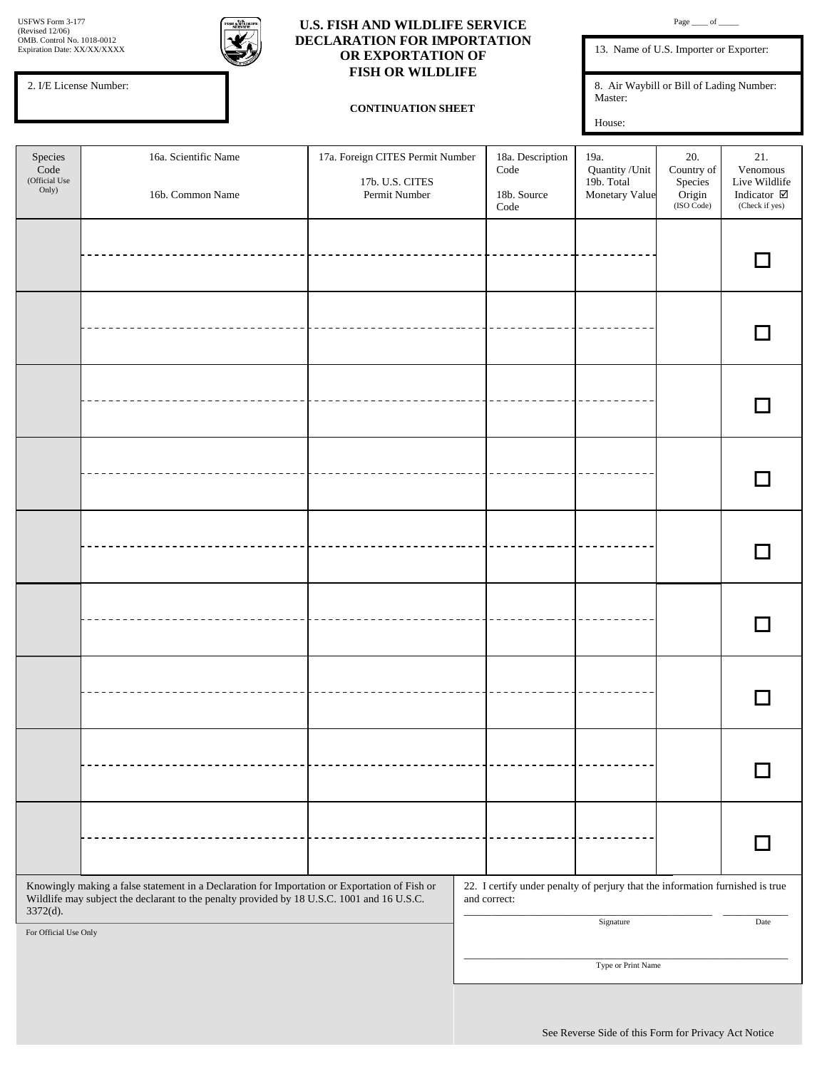USFWS Form 3-177
(Revised 12/06)
OMB. Control No. 1018-0012
Expiration Date: XX/XX/XXXX

# U.S. FISH AND WILDLIFE SERVICE DECLARATION FOR IMPORTATION OR EXPORTATION OF FISH OR WILDLIFE

**CONTINUATION SHEET**

Page ____ of _____

2. I/E License Number:

13. Name of U.S. Importer or Exporter:

8. Air Waybill or Bill of Lading Number:
Master:

House:

| Species Code (Official Use Only) | 16a. Scientific Name<br>16b. Common Name | 17a. Foreign CITES Permit Number<br>17b. U.S. CITES Permit Number | 18a. Description Code<br>18b. Source Code | 19a. Quantity /Unit<br>19b. Total Monetary Value | 20. Country of Species Origin (ISO Code) | 21. Venomous Live Wildlife Indicator ☑ (Check if yes) |
|---|---|---|---|---|---|---|
| | | | | | | ☐ |
| | | | | | | ☐ |
| | | | | | | ☐ |
| | | | | | | ☐ |
| | | | | | | ☐ |
| | | | | | | ☐ |
| | | | | | | ☐ |
| | | | | | | ☐ |
| | | | | | | ☐ |

Knowingly making a false statement in a Declaration for Importation or Exportation of Fish or Wildlife may subject the declarant to the penalty provided by 18 U.S.C. 1001 and 16 U.S.C. 3372(d).

For Official Use Only

22. I certify under penalty of perjury that the information furnished is true and correct:

______________________________ Signature ____________ Date

______________________________ Type or Print Name

See Reverse Side of this Form for Privacy Act Notice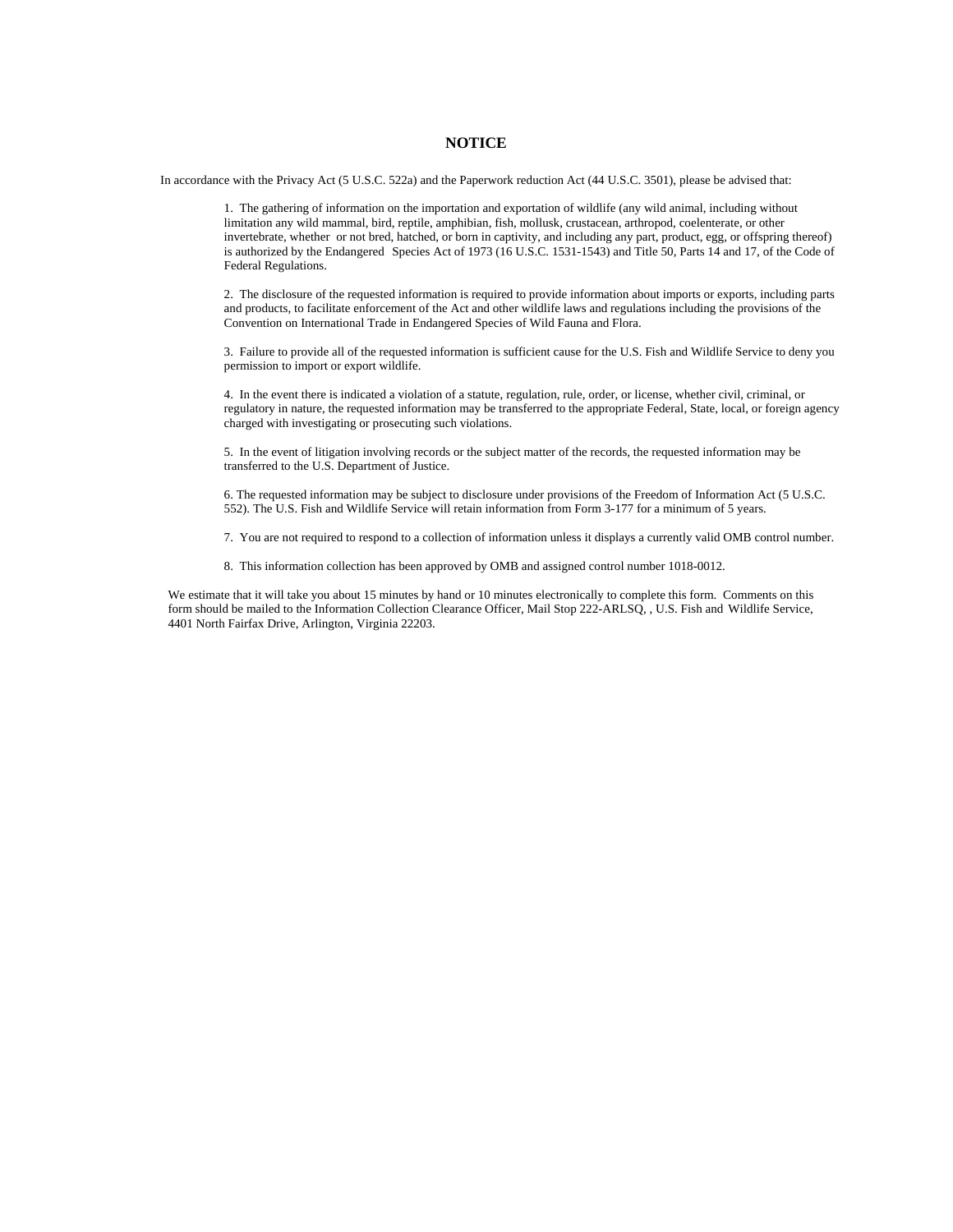# NOTICE

In accordance with the Privacy Act (5 U.S.C. 522a) and the Paperwork reduction Act (44 U.S.C. 3501), please be advised that:

1. The gathering of information on the importation and exportation of wildlife (any wild animal, including without limitation any wild mammal, bird, reptile, amphibian, fish, mollusk, crustacean, arthropod, coelenterate, or other invertebrate, whether or not bred, hatched, or born in captivity, and including any part, product, egg, or offspring thereof) is authorized by the Endangered Species Act of 1973 (16 U.S.C. 1531-1543) and Title 50, Parts 14 and 17, of the Code of Federal Regulations.

2. The disclosure of the requested information is required to provide information about imports or exports, including parts and products, to facilitate enforcement of the Act and other wildlife laws and regulations including the provisions of the Convention on International Trade in Endangered Species of Wild Fauna and Flora.

3. Failure to provide all of the requested information is sufficient cause for the U.S. Fish and Wildlife Service to deny you permission to import or export wildlife.

4. In the event there is indicated a violation of a statute, regulation, rule, order, or license, whether civil, criminal, or regulatory in nature, the requested information may be transferred to the appropriate Federal, State, local, or foreign agency charged with investigating or prosecuting such violations.

5. In the event of litigation involving records or the subject matter of the records, the requested information may be transferred to the U.S. Department of Justice.

6. The requested information may be subject to disclosure under provisions of the Freedom of Information Act (5 U.S.C. 552). The U.S. Fish and Wildlife Service will retain information from Form 3-177 for a minimum of 5 years.

7. You are not required to respond to a collection of information unless it displays a currently valid OMB control number.

8. This information collection has been approved by OMB and assigned control number 1018-0012.

We estimate that it will take you about 15 minutes by hand or 10 minutes electronically to complete this form. Comments on this form should be mailed to the Information Collection Clearance Officer, Mail Stop 222-ARLSQ, , U.S. Fish and Wildlife Service, 4401 North Fairfax Drive, Arlington, Virginia 22203.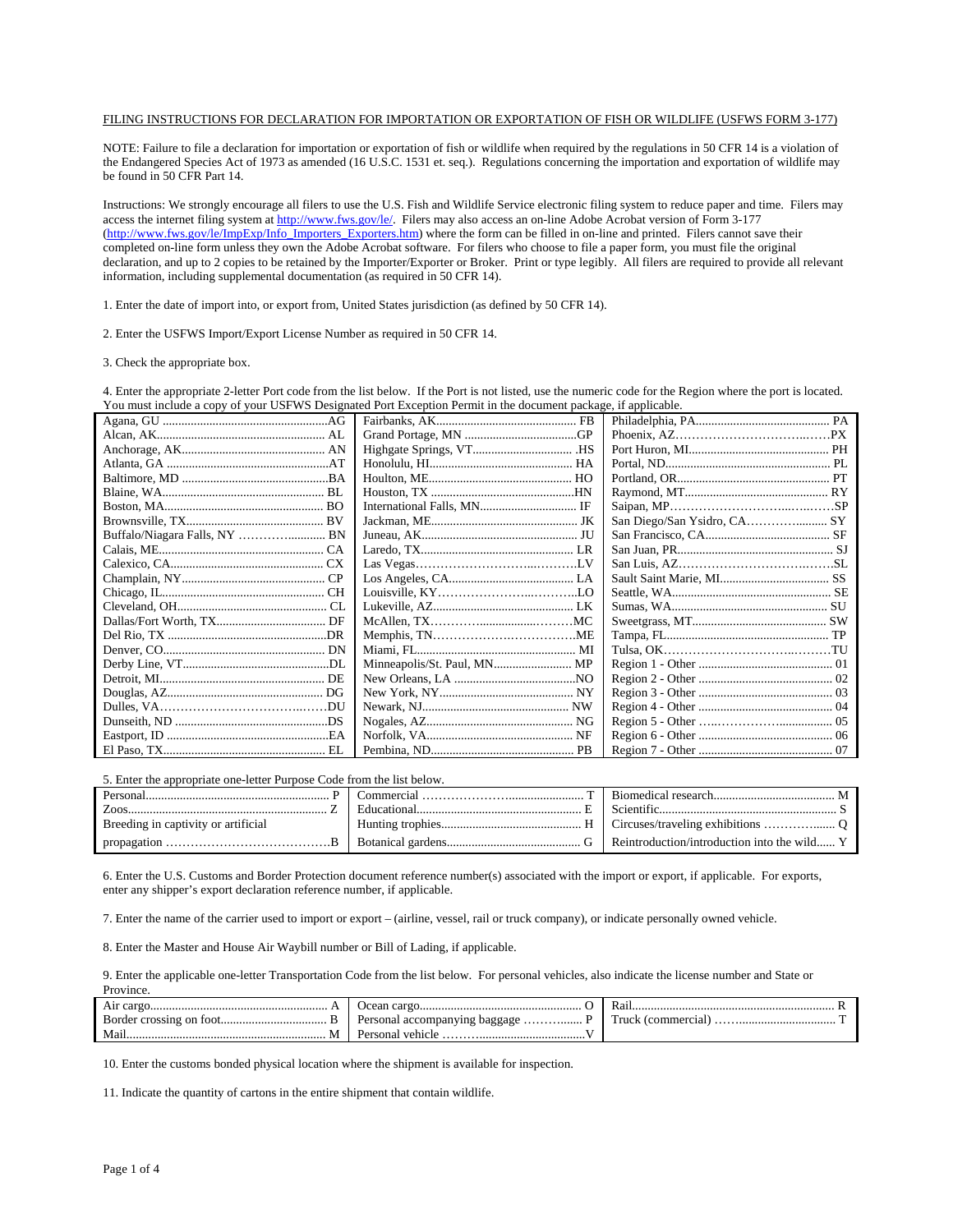FILING INSTRUCTIONS FOR DECLARATION FOR IMPORTATION OR EXPORTATION OF FISH OR WILDLIFE (USFWS FORM 3-177)

NOTE: Failure to file a declaration for importation or exportation of fish or wildlife when required by the regulations in 50 CFR 14 is a violation of the Endangered Species Act of 1973 as amended (16 U.S.C. 1531 et. seq.). Regulations concerning the importation and exportation of wildlife may be found in 50 CFR Part 14.

Instructions: We strongly encourage all filers to use the U.S. Fish and Wildlife Service electronic filing system to reduce paper and time. Filers may access the internet filing system at http://www.fws.gov/le/. Filers may also access an on-line Adobe Acrobat version of Form 3-177 (http://www.fws.gov/le/ImpExp/Info_Importers_Exporters.htm) where the form can be filled in on-line and printed. Filers cannot save their completed on-line form unless they own the Adobe Acrobat software. For filers who choose to file a paper form, you must file the original declaration, and up to 2 copies to be retained by the Importer/Exporter or Broker. Print or type legibly. All filers are required to provide all relevant information, including supplemental documentation (as required in 50 CFR 14).

1. Enter the date of import into, or export from, United States jurisdiction (as defined by 50 CFR 14).

2. Enter the USFWS Import/Export License Number as required in 50 CFR 14.

3. Check the appropriate box.

4. Enter the appropriate 2-letter Port code from the list below. If the Port is not listed, use the numeric code for the Region where the port is located. You must include a copy of your USFWS Designated Port Exception Permit in the document package, if applicable.

| Port | Code | Port | Code | Port | Code |
|---|---|---|---|---|---|
| Agana, GU | AG | Fairbanks, AK | FB | Philadelphia, PA | PA |
| Alcan, AK | AL | Grand Portage, MN | GP | Phoenix, AZ | PX |
| Anchorage, AK | AN | Highgate Springs, VT | HS | Port Huron, MI | PH |
| Atlanta, GA | AT | Honolulu, HI | HA | Portal, ND | PL |
| Baltimore, MD | BA | Houlton, ME | HO | Portland, OR | PT |
| Blaine, WA | BL | Houston, TX | HN | Raymond, MT | RY |
| Boston, MA | BO | International Falls, MN | IF | Saipan, MP | SP |
| Brownsville, TX | BV | Jackman, ME | JK | San Diego/San Ysidro, CA | SY |
| Buffalo/Niagara Falls, NY | BN | Juneau, AK | JU | San Francisco, CA | SF |
| Calais, ME | CA | Laredo, TX | LR | San Juan, PR | SJ |
| Calexico, CA | CX | Las Vegas | LV | San Luis, AZ | SL |
| Champlain, NY | CP | Los Angeles, CA | LA | Sault Saint Marie, MI | SS |
| Chicago, IL | CH | Louisville, KY | LO | Seattle, WA | SE |
| Cleveland, OH | CL | Lukeville, AZ | LK | Sumas, WA | SU |
| Dallas/Fort Worth, TX | DF | McAllen, TX | MC | Sweetgrass, MT | SW |
| Del Rio, TX | DR | Memphis, TN | ME | Tampa, FL | TP |
| Denver, CO | DN | Miami, FL | MI | Tulsa, OK | TU |
| Derby Line, VT | DL | Minneapolis/St. Paul, MN | MP | Region 1 - Other | 01 |
| Detroit, MI | DE | New Orleans, LA | NO | Region 2 - Other | 02 |
| Douglas, AZ | DG | New York, NY | NY | Region 3 - Other | 03 |
| Dulles, VA | DU | Newark, NJ | NW | Region 4 - Other | 04 |
| Dunseith, ND | DS | Nogales, AZ | NG | Region 5 - Other | 05 |
| Eastport, ID | EA | Norfolk, VA | NF | Region 6 - Other | 06 |
| El Paso, TX | EL | Pembina, ND | PB | Region 7 - Other | 07 |

5. Enter the appropriate one-letter Purpose Code from the list below.

| Purpose | Code | Purpose | Code | Purpose | Code |
|---|---|---|---|---|---|
| Personal | P | Commercial | T | Biomedical research | M |
| Zoos | Z | Educational | E | Scientific | S |
| Breeding in captivity or artificial propagation | B | Hunting trophies | H | Circuses/traveling exhibitions | Q |
| | | Botanical gardens | G | Reintroduction/introduction into the wild | Y |

6. Enter the U.S. Customs and Border Protection document reference number(s) associated with the import or export, if applicable. For exports, enter any shipper's export declaration reference number, if applicable.

7. Enter the name of the carrier used to import or export – (airline, vessel, rail or truck company), or indicate personally owned vehicle.

8. Enter the Master and House Air Waybill number or Bill of Lading, if applicable.

9. Enter the applicable one-letter Transportation Code from the list below. For personal vehicles, also indicate the license number and State or Province.

| Transportation | Code | Transportation | Code | Transportation | Code |
|---|---|---|---|---|---|
| Air cargo | A | Ocean cargo | O | Rail | R |
| Border crossing on foot | B | Personal accompanying baggage | P | Truck (commercial) | T |
| Mail | M | Personal vehicle | V | | |

10. Enter the customs bonded physical location where the shipment is available for inspection.

11. Indicate the quantity of cartons in the entire shipment that contain wildlife.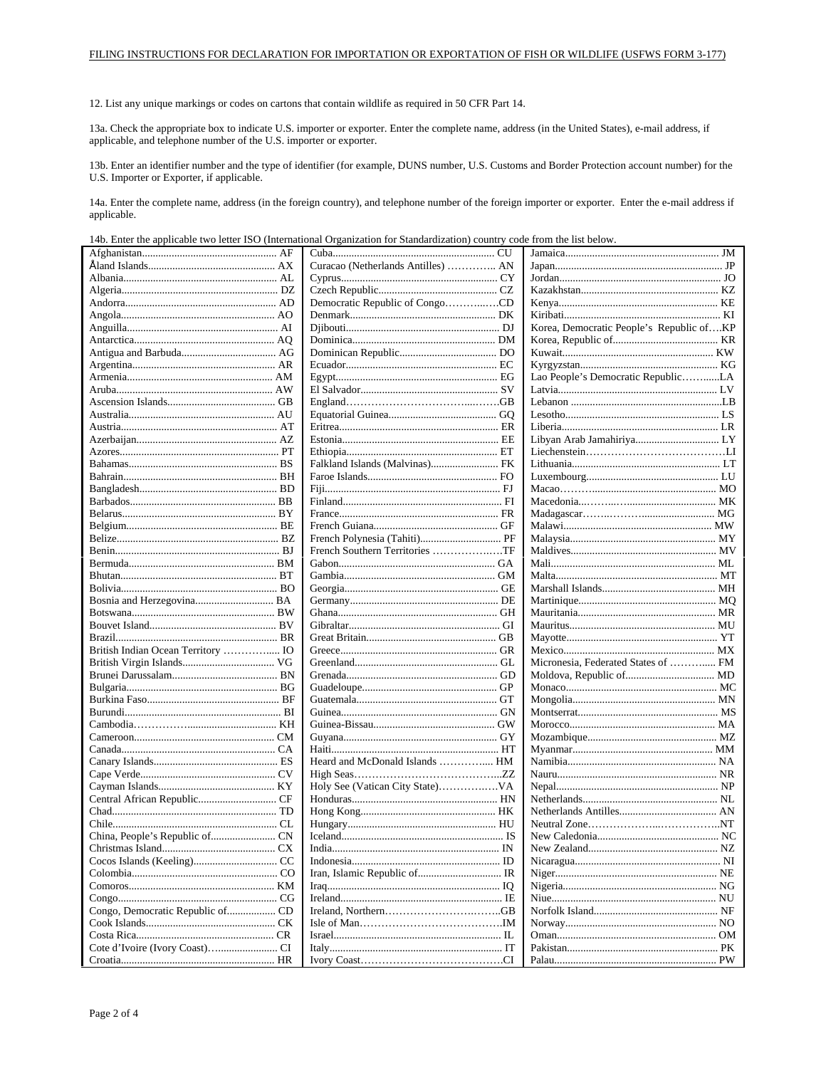FILING INSTRUCTIONS FOR DECLARATION FOR IMPORTATION OR EXPORTATION OF FISH OR WILDLIFE (USFWS FORM 3-177)

12. List any unique markings or codes on cartons that contain wildlife as required in 50 CFR Part 14.

13a. Check the appropriate box to indicate U.S. importer or exporter. Enter the complete name, address (in the United States), e-mail address, if applicable, and telephone number of the U.S. importer or exporter.

13b. Enter an identifier number and the type of identifier (for example, DUNS number, U.S. Customs and Border Protection account number) for the U.S. Importer or Exporter, if applicable.

14a. Enter the complete name, address (in the foreign country), and telephone number of the foreign importer or exporter. Enter the e-mail address if applicable.

14b. Enter the applicable two letter ISO (International Organization for Standardization) country code from the list below.

| | | |
|---|---|---|
| Afghanistan AF | Cuba CU | Jamaica JM |
| Åland Islands AX | Curacao (Netherlands Antilles) AN | Japan JP |
| Albania AL | Cyprus CY | Jordan JO |
| Algeria DZ | Czech Republic CZ | Kazakhstan KZ |
| Andorra AD | Democratic Republic of Congo CD | Kenya KE |
| Angola AO | Denmark DK | Kiribati KI |
| Anguilla AI | Djibouti DJ | Korea, Democratic People's Republic of KP |
| Antarctica AQ | Dominica DM | Korea, Republic of KR |
| Antigua and Barbuda AG | Dominican Republic DO | Kuwait KW |
| Argentina AR | Ecuador EC | Kyrgyzstan KG |
| Armenia AM | Egypt EG | Lao People's Democratic Republic LA |
| Aruba AW | El Salvador SV | Latvia LV |
| Ascension Islands GB | England GB | Lebanon LB |
| Australia AU | Equatorial Guinea GQ | Lesotho LS |
| Austria AT | Eritrea ER | Liberia LR |
| Azerbaijan AZ | Estonia EE | Libyan Arab Jamahiriya LY |
| Azores PT | Ethiopia ET | Liechenstein LI |
| Bahamas BS | Falkland Islands (Malvinas) FK | Lithuania LT |
| Bahrain BH | Faroe Islands FO | Luxembourg LU |
| Bangladesh BD | Fiji FJ | Macao MO |
| Barbados BB | Finland FI | Macedonia MK |
| Belarus BY | France FR | Madagascar MG |
| Belgium BE | French Guiana GF | Malawi MW |
| Belize BZ | French Polynesia (Tahiti) PF | Malaysia MY |
| Benin BJ | French Southern Territories TF | Maldives MV |
| Bermuda BM | Gabon GA | Mali ML |
| Bhutan BT | Gambia GM | Malta MT |
| Bolivia BO | Georgia GE | Marshall Islands MH |
| Bosnia and Herzegovina BA | Germany DE | Martinique MQ |
| Botswana BW | Ghana GH | Mauritania MR |
| Bouvet Island BV | Gibraltar GI | Mauritus MU |
| Brazil BR | Great Britain GB | Mayotte YT |
| British Indian Ocean Territory IO | Greece GR | Mexico MX |
| British Virgin Islands VG | Greenland GL | Micronesia, Federated States of FM |
| Brunei Darussalam BN | Grenada GD | Moldova, Republic of MD |
| Bulgaria BG | Guadeloupe GP | Monaco MC |
| Burkina Faso BF | Guatemala GT | Mongolia MN |
| Burundi BI | Guinea GN | Montserrat MS |
| Cambodia KH | Guinea-Bissau GW | Morocco MA |
| Cameroon CM | Guyana GY | Mozambique MZ |
| Canada CA | Haiti HT | Myanmar MM |
| Canary Islands ES | Heard and McDonald Islands HM | Namibia NA |
| Cape Verde CV | High Seas ZZ | Nauru NR |
| Cayman Islands KY | Holy See (Vatican City State) VA | Nepal NP |
| Central African Republic CF | Honduras HN | Netherlands NL |
| Chad TD | Hong Kong HK | Netherlands Antilles AN |
| Chile CL | Hungary HU | Neutral Zone NT |
| China, People's Republic of CN | Iceland IS | New Caledonia NC |
| Christmas Island CX | India IN | New Zealand NZ |
| Cocos Islands (Keeling) CC | Indonesia ID | Nicaragua NI |
| Colombia CO | Iran, Islamic Republic of IR | Niger NE |
| Comoros KM | Iraq IQ | Nigeria NG |
| Congo CG | Ireland IE | Niue NU |
| Congo, Democratic Republic of CD | Ireland, Northern GB | Norfolk Island NF |
| Cook Islands CK | Isle of Man IM | Norway NO |
| Costa Rica CR | Israel IL | Oman OM |
| Cote d'Ivoire (Ivory Coast) CI | Italy IT | Pakistan PK |
| Croatia HR | Ivory Coast CI | Palau PW |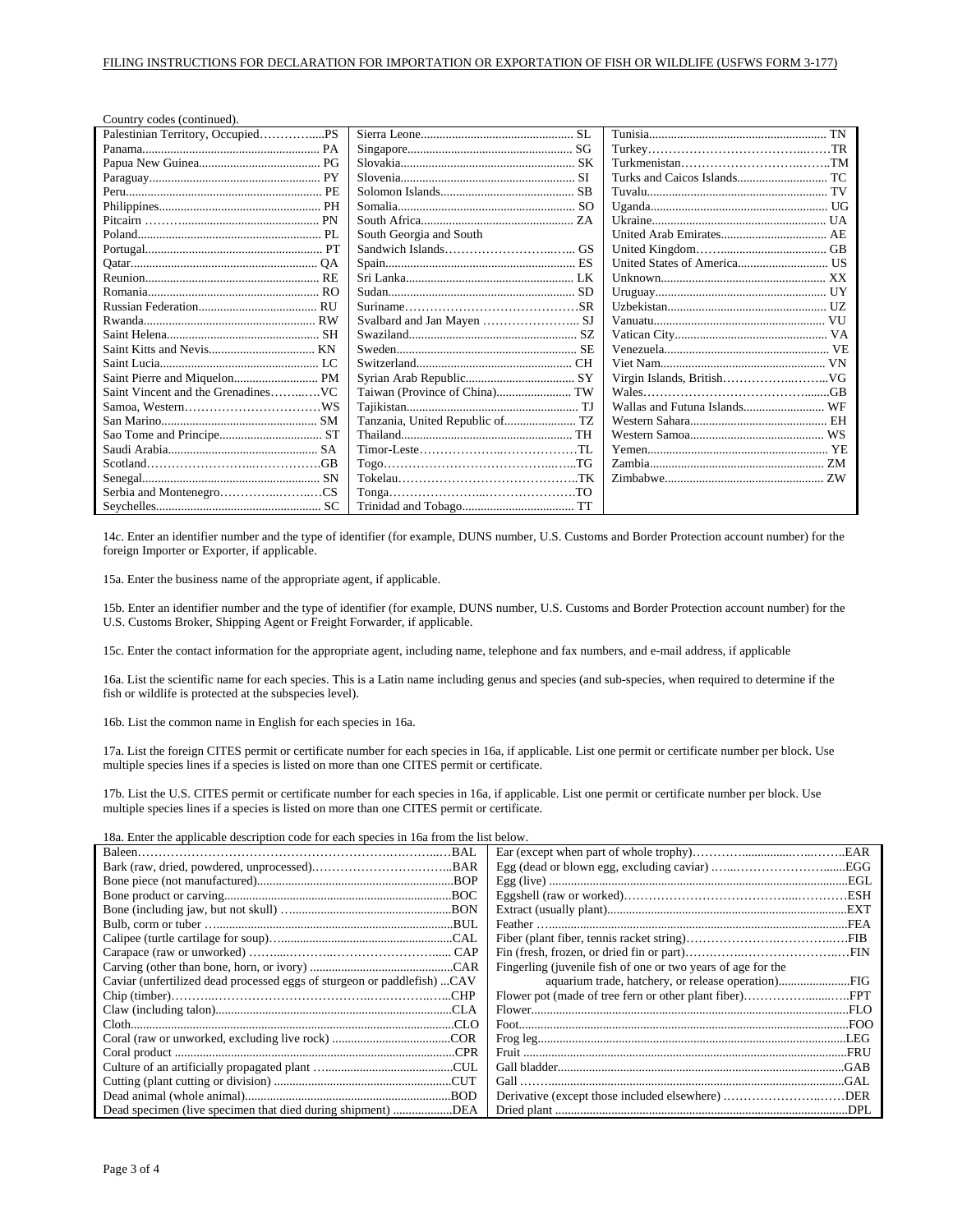Country codes (continued).

| | | |
|---|---|---|
| Palestinian Territory, Occupied....PS | Sierra Leone.... SL | Tunisia.... TN |
| Panama.... PA | Singapore.... SG | Turkey....TR |
| Papua New Guinea.... PG | Slovakia.... SK | Turkmenistan....TM |
| Paraguay.... PY | Slovenia.... SI | Turks and Caicos Islands.... TC |
| Peru.... PE | Solomon Islands.... SB | Tuvalu.... TV |
| Philippines.... PH | Somalia.... SO | Uganda.... UG |
| Pitcairn .... PN | South Africa.... ZA | Ukraine.... UA |
| Poland.... PL | South Georgia and South | United Arab Emirates.... AE |
| Portugal.... PT | Sandwich Islands.... GS | United Kingdom.... GB |
| Qatar.... QA | Spain.... ES | United States of America.... US |
| Reunion.... RE | Sri Lanka.... LK | Unknown.... XX |
| Romania.... RO | Sudan.... SD | Uruguay.... UY |
| Russian Federation.... RU | Suriname....SR | Uzbekistan.... UZ |
| Rwanda.... RW | Svalbard and Jan Mayen .... SJ | Vanuatu.... VU |
| Saint Helena.... SH | Swaziland.... SZ | Vatican City.... VA |
| Saint Kitts and Nevis.... KN | Sweden.... SE | Venezuela.... VE |
| Saint Lucia.... LC | Switzerland.... CH | Viet Nam.... VN |
| Saint Pierre and Miquelon.... PM | Syrian Arab Republic.... SY | Virgin Islands, British....VG |
| Saint Vincent and the Grenadines....VC | Taiwan (Province of China).... TW | Wales....GB |
| Samoa, Western....WS | Tajikistan.... TJ | Wallas and Futuna Islands.... WF |
| San Marino.... SM | Tanzania, United Republic of.... TZ | Western Sahara.... EH |
| Sao Tome and Principe.... ST | Thailand.... TH | Western Samoa.... WS |
| Saudi Arabia.... SA | Timor-Leste....TL | Yemen.... YE |
| Scotland....GB | Togo....TG | Zambia.... ZM |
| Senegal.... SN | Tokelau....TK | Zimbabwe.... ZW |
| Serbia and Montenegro....CS | Tonga....TO | |
| Seychelles.... SC | Trinidad and Tobago.... TT | |

14c. Enter an identifier number and the type of identifier (for example, DUNS number, U.S. Customs and Border Protection account number) for the foreign Importer or Exporter, if applicable.

15a. Enter the business name of the appropriate agent, if applicable.

15b. Enter an identifier number and the type of identifier (for example, DUNS number, U.S. Customs and Border Protection account number) for the U.S. Customs Broker, Shipping Agent or Freight Forwarder, if applicable.

15c. Enter the contact information for the appropriate agent, including name, telephone and fax numbers, and e-mail address, if applicable

16a. List the scientific name for each species. This is a Latin name including genus and species (and sub-species, when required to determine if the fish or wildlife is protected at the subspecies level).

16b. List the common name in English for each species in 16a.

17a. List the foreign CITES permit or certificate number for each species in 16a, if applicable. List one permit or certificate number per block. Use multiple species lines if a species is listed on more than one CITES permit or certificate.

17b. List the U.S. CITES permit or certificate number for each species in 16a, if applicable. List one permit or certificate number per block. Use multiple species lines if a species is listed on more than one CITES permit or certificate.

18a. Enter the applicable description code for each species in 16a from the list below.

| | |
|---|---|
| Baleen....BAL | Ear (except when part of whole trophy)....EAR |
| Bark (raw, dried, powdered, unprocessed)....BAR | Egg (dead or blown egg, excluding caviar) ....EGG |
| Bone piece (not manufactured)....BOP | Egg (live) ....EGL |
| Bone product or carving....BOC | Eggshell (raw or worked)....ESH |
| Bone (including jaw, but not skull) ....BON | Extract (usually plant)....EXT |
| Bulb, corm or tuber ....BUL | Feather ....FEA |
| Calipee (turtle cartilage for soup)....CAL | Fiber (plant fiber, tennis racket string)....FIB |
| Carapace (raw or unworked) .... CAP | Fin (fresh, frozen, or dried fin or part)....FIN |
| Carving (other than bone, horn, or ivory) ....CAR | Fingerling (juvenile fish of one or two years of age for the aquarium trade, hatchery, or release operation)....FIG |
| Caviar (unfertilized dead processed eggs of sturgeon or paddlefish) ...CAV | Flower pot (made of tree fern or other plant fiber)....FPT |
| Chip (timber)....CHP | Flower....FLO |
| Claw (including talon)....CLA | Foot....FOO |
| Cloth....CLO | Frog leg....LEG |
| Coral (raw or unworked, excluding live rock) ....COR | Fruit ....FRU |
| Coral product ....CPR | Gall bladder....GAB |
| Culture of an artificially propagated plant ....CUL | Gall ....GAL |
| Cutting (plant cutting or division) ....CUT | Derivative (except those included elsewhere) ....DER |
| Dead animal (whole animal)....BOD | Dried plant ....DPL |
| Dead specimen (live specimen that died during shipment) ....DEA | |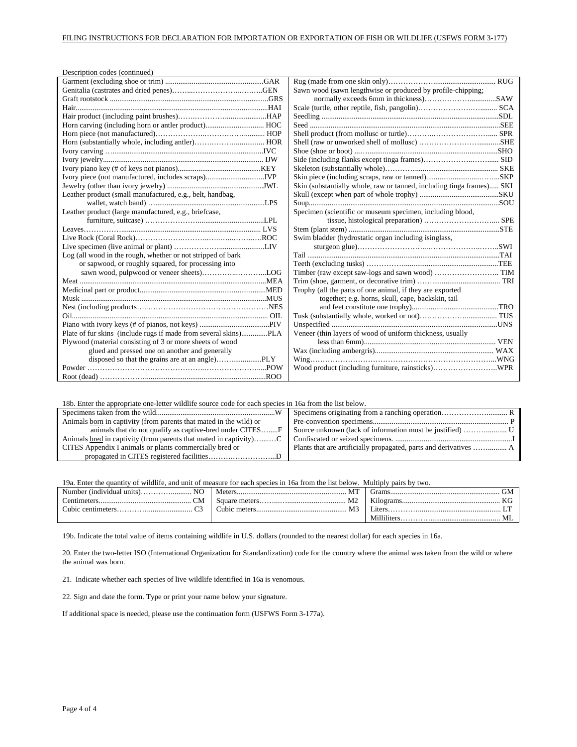Description codes (continued)

| | |
|---|---|
| Garment (excluding shoe or trim) ....GAR | Rug (made from one skin only)....RUG |
| Genitalia (castrates and dried penes)....GEN | Sawn wood (sawn lengthwise or produced by profile-chipping; normally exceeds 6mm in thickness)....SAW |
| Graft rootstock ....GRS | Scale (turtle, other reptile, fish, pangolin).... SCA |
| Hair....HAI | Seedling ....SDL |
| Hair product (including paint brushes)....HAP | Seed ....SEE |
| Horn carving (including horn or antler product).... HOC | Shell product (from mollusc or turtle).... SPR |
| Horn piece (not manufactured).... HOP | Shell (raw or unworked shell of mollusc) ....SHE |
| Horn (substantially whole, including antler).... HOR | Shoe (shoe or boot) ....SHO |
| Ivory carving ....IVC | Side (including flanks except tinga frames).... SID |
| Ivory jewelry.... IJW | Skeleton (substantially whole).... SKE |
| Ivory piano key (# of keys not pianos)....KEY | Skin piece (including scraps, raw or tanned)....SKP |
| Ivory piece (not manufactured, includes scraps)....IVP | Skin (substantially whole, raw or tanned, including tinga frames)..... SKI |
| Jewelry (other than ivory jewelry) ....JWL | Skull (except when part of whole trophy) ....SKU |
| Leather product (small manufactured, e.g., belt, handbag, wallet, watch band) ....LPS | Soup....SOU |
| Leather product (large manufactured, e.g., briefcase, furniture, suitcase) ....LPL | Specimen (scientific or museum specimen, including blood, tissue, histological preparation) .... SPE |
| Leaves.... LVS | Stem (plant stem) ....STE |
| Live Rock (Coral Rock)....ROC | Swim bladder (hydrostatic organ including isinglass, sturgeon glue)....SWI |
| Live specimen (live animal or plant) ....LIV | Tail ....TAI |
| Log (all wood in the rough, whether or not stripped of bark or sapwood, or roughly squared, for processing into sawn wood, pulpwood or veneer sheets)....LOG | Teeth (excluding tusks) ....TEE |
| Meat ....MEA | Timber (raw except saw-logs and sawn wood) .... TIM |
| Medicinal part or product....MED | Trim (shoe, garment, or decorative trim) .... TRI |
| Musk ....MUS | Trophy (all the parts of one animal, if they are exported together; e.g. horns, skull, cape, backskin, tail and feet constitute one trophy)....TRO |
| Nest (including products....NES | Tusk (substantially whole, worked or not).... TUS |
| Oil.... OIL | Unspecified ....UNS |
| Piano with ivory keys (# of pianos, not keys) ....PIV | Veneer (thin layers of wood of uniform thickness, usually less than 6mm).... VEN |
| Plate of fur skins (include rugs if made from several skins)....PLA | Wax (including ambergris).... WAX |
| Plywood (material consisting of 3 or more sheets of wood glued and pressed one on another and generally disposed so that the grains are at an angle)....PLY | Wing....WNG |
| Powder ....POW | Wood product (including furniture, rainsticks)....WPR |
| Root (dead) ....ROO | |

18b. Enter the appropriate one-letter wildlife source code for each species in 16a from the list below.

| | |
|---|---|
| Specimens taken from the wild....W | Specimens originating from a ranching operation.... R |
| Animals born in captivity (from parents that mated in the wild) or animals that do not qualify as captive-bred under CITES....F | Pre-convention specimens.... P |
| Animals bred in captivity (from parents that mated in captivity)....C | Source unknown (lack of information must be justified) .... U |
| CITES Appendix I animals or plants commercially bred or propagated in CITES registered facilities....D | Confiscated or seized specimens. ....I |
| | Plants that are artificially propagated, parts and derivatives .... A |

19a. Enter the quantity of wildlife, and unit of measure for each species in 16a from the list below. Multiply pairs by two.

| | | |
|---|---|---|
| Number (individual units).... NO | Meters.... MT | Grams.... GM |
| Centimeters.... CM | Square meters.... M2 | Kilograms.... KG |
| Cubic centimeters.... C3 | Cubic meters.... M3 | Liters.... LT |
| | | Milliliters.... ML |

19b. Indicate the total value of items containing wildlife in U.S. dollars (rounded to the nearest dollar) for each species in 16a.

20. Enter the two-letter ISO (International Organization for Standardization) code for the country where the animal was taken from the wild or where the animal was born.

21. Indicate whether each species of live wildlife identified in 16a is venomous.

22. Sign and date the form. Type or print your name below your signature.

If additional space is needed, please use the continuation form (USFWS Form 3-177a).